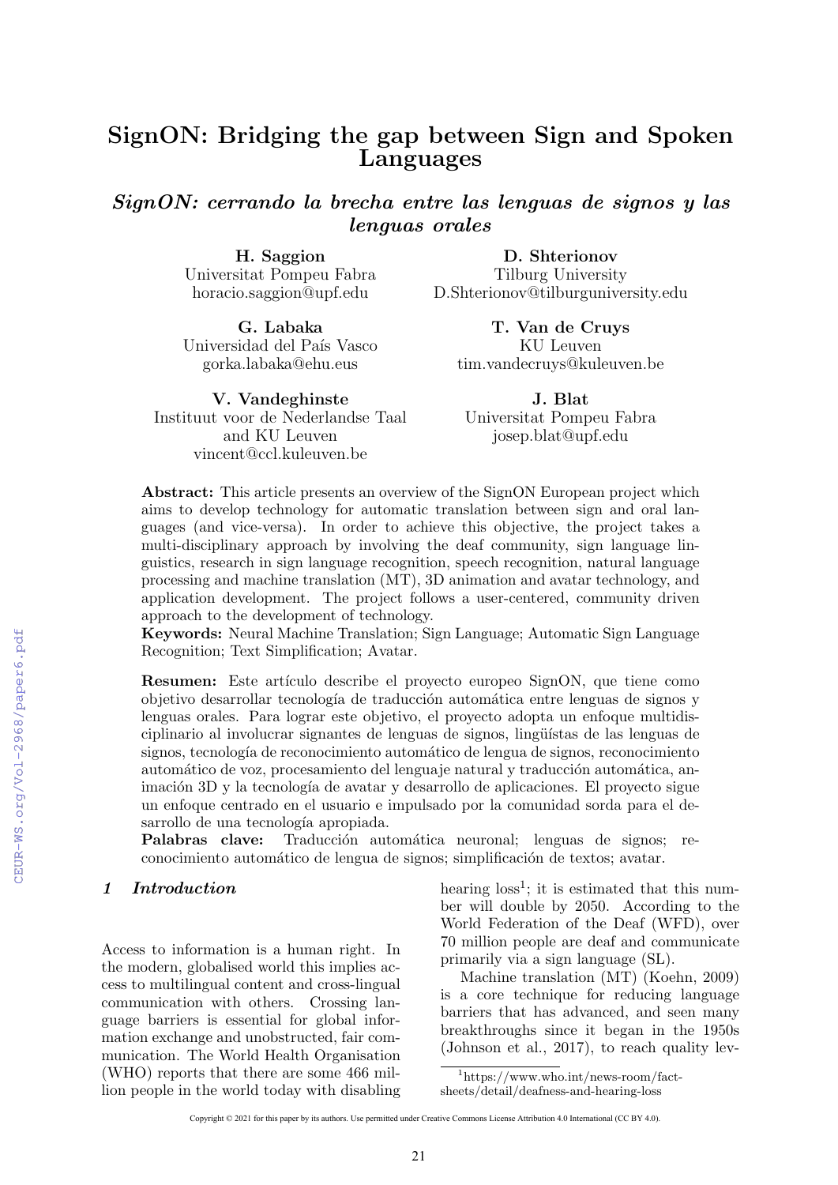# SignON: Bridging the gap between Sign and Spoken Languages

## *SignON: cerrando la brecha entre las lenguas de signos y las lenguas orales*

**H. Saggion**
Universitat Pompeu Fabra
horacio.saggion@upf.edu

**D. Shterionov**
Tilburg University
D.Shterionov@tilburguniversity.edu

**G. Labaka**
Universidad del País Vasco
gorka.labaka@ehu.eus

**T. Van de Cruys**
KU Leuven
tim.vandecruys@kuleuven.be

**V. Vandeghinste**
Instituut voor de Nederlandse Taal and KU Leuven
vincent@ccl.kuleuven.be

**J. Blat**
Universitat Pompeu Fabra
josep.blat@upf.edu

**Abstract:** This article presents an overview of the SignON European project which aims to develop technology for automatic translation between sign and oral languages (and vice-versa). In order to achieve this objective, the project takes a multi-disciplinary approach by involving the deaf community, sign language linguistics, research in sign language recognition, speech recognition, natural language processing and machine translation (MT), 3D animation and avatar technology, and application development. The project follows a user-centered, community driven approach to the development of technology.
**Keywords:** Neural Machine Translation; Sign Language; Automatic Sign Language Recognition; Text Simplification; Avatar.

**Resumen:** Este artículo describe el proyecto europeo SignON, que tiene como objetivo desarrollar tecnología de traducción automática entre lenguas de signos y lenguas orales. Para lograr este objetivo, el proyecto adopta un enfoque multidisciplinario al involucrar signantes de lenguas de signos, lingüístas de las lenguas de signos, tecnología de reconocimiento automático de lengua de signos, reconocimiento automático de voz, procesamiento del lenguaje natural y traducción automática, animación 3D y la tecnología de avatar y desarrollo de aplicaciones. El proyecto sigue un enfoque centrado en el usuario e impulsado por la comunidad sorda para el desarrollo de una tecnología apropiada.
**Palabras clave:** Traducción automática neuronal; lenguas de signos; reconocimiento automático de lengua de signos; simplificación de textos; avatar.

## *1 Introduction*

Access to information is a human right. In the modern, globalised world this implies access to multilingual content and cross-lingual communication with others. Crossing language barriers is essential for global information exchange and unobstructed, fair communication. The World Health Organisation (WHO) reports that there are some 466 million people in the world today with disabling hearing loss[1]; it is estimated that this number will double by 2050. According to the World Federation of the Deaf (WFD), over 70 million people are deaf and communicate primarily via a sign language (SL).

Machine translation (MT) (Koehn, 2009) is a core technique for reducing language barriers that has advanced, and seen many breakthroughs since it began in the 1950s (Johnson et al., 2017), to reach quality lev-

[1] https://www.who.int/news-room/fact-sheets/detail/deafness-and-hearing-loss

Copyright © 2021 for this paper by its authors. Use permitted under Creative Commons License Attribution 4.0 International (CC BY 4.0).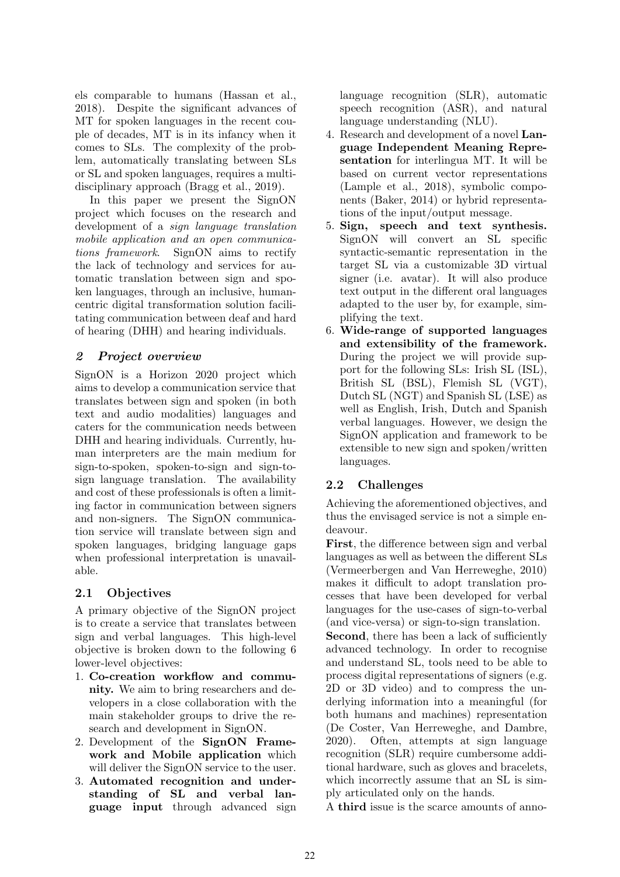els comparable to humans (Hassan et al., 2018). Despite the significant advances of MT for spoken languages in the recent couple of decades, MT is in its infancy when it comes to SLs. The complexity of the problem, automatically translating between SLs or SL and spoken languages, requires a multidisciplinary approach (Bragg et al., 2019).

In this paper we present the SignON project which focuses on the research and development of a *sign language translation mobile application and an open communications framework*. SignON aims to rectify the lack of technology and services for automatic translation between sign and spoken languages, through an inclusive, human-centric digital transformation solution facilitating communication between deaf and hard of hearing (DHH) and hearing individuals.

## 2 Project overview

SignON is a Horizon 2020 project which aims to develop a communication service that translates between sign and spoken (in both text and audio modalities) languages and caters for the communication needs between DHH and hearing individuals. Currently, human interpreters are the main medium for sign-to-spoken, spoken-to-sign and sign-to-sign language translation. The availability and cost of these professionals is often a limiting factor in communication between signers and non-signers. The SignON communication service will translate between sign and spoken languages, bridging language gaps when professional interpretation is unavailable.

### 2.1 Objectives

A primary objective of the SignON project is to create a service that translates between sign and verbal languages. This high-level objective is broken down to the following 6 lower-level objectives:

1. **Co-creation workflow and community.** We aim to bring researchers and developers in a close collaboration with the main stakeholder groups to drive the research and development in SignON.
2. Development of the **SignON Framework and Mobile application** which will deliver the SignON service to the user.
3. **Automated recognition and understanding of SL and verbal language input** through advanced sign language recognition (SLR), automatic speech recognition (ASR), and natural language understanding (NLU).
4. Research and development of a novel **Language Independent Meaning Representation** for interlingua MT. It will be based on current vector representations (Lample et al., 2018), symbolic components (Baker, 2014) or hybrid representations of the input/output message.
5. **Sign, speech and text synthesis.** SignON will convert an SL specific syntactic-semantic representation in the target SL via a customizable 3D virtual signer (i.e. avatar). It will also produce text output in the different oral languages adapted to the user by, for example, simplifying the text.
6. **Wide-range of supported languages and extensibility of the framework.** During the project we will provide support for the following SLs: Irish SL (ISL), British SL (BSL), Flemish SL (VGT), Dutch SL (NGT) and Spanish SL (LSE) as well as English, Irish, Dutch and Spanish verbal languages. However, we design the SignON application and framework to be extensible to new sign and spoken/written languages.

### 2.2 Challenges

Achieving the aforementioned objectives, and thus the envisaged service is not a simple endeavour.

**First**, the difference between sign and verbal languages as well as between the different SLs (Vermeerbergen and Van Herreweghe, 2010) makes it difficult to adopt translation processes that have been developed for verbal languages for the use-cases of sign-to-verbal (and vice-versa) or sign-to-sign translation.

**Second**, there has been a lack of sufficiently advanced technology. In order to recognise and understand SL, tools need to be able to process digital representations of signers (e.g. 2D or 3D video) and to compress the underlying information into a meaningful (for both humans and machines) representation (De Coster, Van Herreweghe, and Dambre, 2020). Often, attempts at sign language recognition (SLR) require cumbersome additional hardware, such as gloves and bracelets, which incorrectly assume that an SL is simply articulated only on the hands.

A **third** issue is the scarce amounts of anno-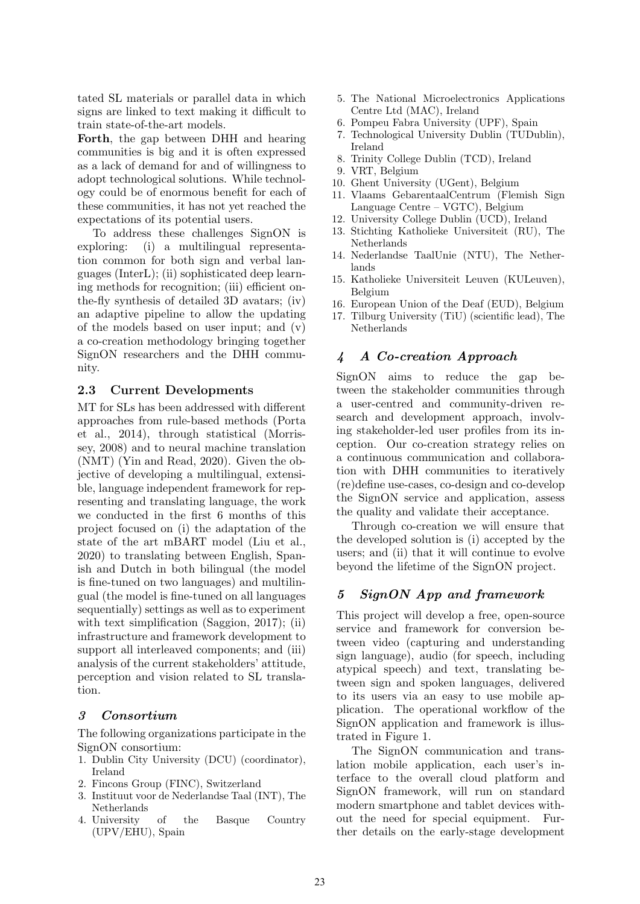tated SL materials or parallel data in which signs are linked to text making it difficult to train state-of-the-art models.

**Forth**, the gap between DHH and hearing communities is big and it is often expressed as a lack of demand for and of willingness to adopt technological solutions. While technology could be of enormous benefit for each of these communities, it has not yet reached the expectations of its potential users.

To address these challenges SignON is exploring: (i) a multilingual representation common for both sign and verbal languages (InterL); (ii) sophisticated deep learning methods for recognition; (iii) efficient on-the-fly synthesis of detailed 3D avatars; (iv) an adaptive pipeline to allow the updating of the models based on user input; and (v) a co-creation methodology bringing together SignON researchers and the DHH community.

### 2.3 Current Developments

MT for SLs has been addressed with different approaches from rule-based methods (Porta et al., 2014), through statistical (Morrissey, 2008) and to neural machine translation (NMT) (Yin and Read, 2020). Given the objective of developing a multilingual, extensible, language independent framework for representing and translating language, the work we conducted in the first 6 months of this project focused on (i) the adaptation of the state of the art mBART model (Liu et al., 2020) to translating between English, Spanish and Dutch in both bilingual (the model is fine-tuned on two languages) and multilingual (the model is fine-tuned on all languages sequentially) settings as well as to experiment with text simplification (Saggion, 2017); (ii) infrastructure and framework development to support all interleaved components; and (iii) analysis of the current stakeholders' attitude, perception and vision related to SL translation.

## *3 Consortium*

The following organizations participate in the SignON consortium:

1. Dublin City University (DCU) (coordinator), Ireland
2. Fincons Group (FINC), Switzerland
3. Instituut voor de Nederlandse Taal (INT), The Netherlands
4. University of the Basque Country (UPV/EHU), Spain
5. The National Microelectronics Applications Centre Ltd (MAC), Ireland
6. Pompeu Fabra University (UPF), Spain
7. Technological University Dublin (TUDublin), Ireland
8. Trinity College Dublin (TCD), Ireland
9. VRT, Belgium
10. Ghent University (UGent), Belgium
11. Vlaams GebarentaalCentrum (Flemish Sign Language Centre – VGTC), Belgium
12. University College Dublin (UCD), Ireland
13. Stichting Katholieke Universiteit (RU), The Netherlands
14. Nederlandse TaalUnie (NTU), The Netherlands
15. Katholieke Universiteit Leuven (KULeuven), Belgium
16. European Union of the Deaf (EUD), Belgium
17. Tilburg University (TiU) (scientific lead), The Netherlands

## *4 A Co-creation Approach*

SignON aims to reduce the gap between the stakeholder communities through a user-centred and community-driven research and development approach, involving stakeholder-led user profiles from its inception. Our co-creation strategy relies on a continuous communication and collaboration with DHH communities to iteratively (re)define use-cases, co-design and co-develop the SignON service and application, assess the quality and validate their acceptance.

Through co-creation we will ensure that the developed solution is (i) accepted by the users; and (ii) that it will continue to evolve beyond the lifetime of the SignON project.

## *5 SignON App and framework*

This project will develop a free, open-source service and framework for conversion between video (capturing and understanding sign language), audio (for speech, including atypical speech) and text, translating between sign and spoken languages, delivered to its users via an easy to use mobile application. The operational workflow of the SignON application and framework is illustrated in Figure 1.

The SignON communication and translation mobile application, each user's interface to the overall cloud platform and SignON framework, will run on standard modern smartphone and tablet devices without the need for special equipment. Further details on the early-stage development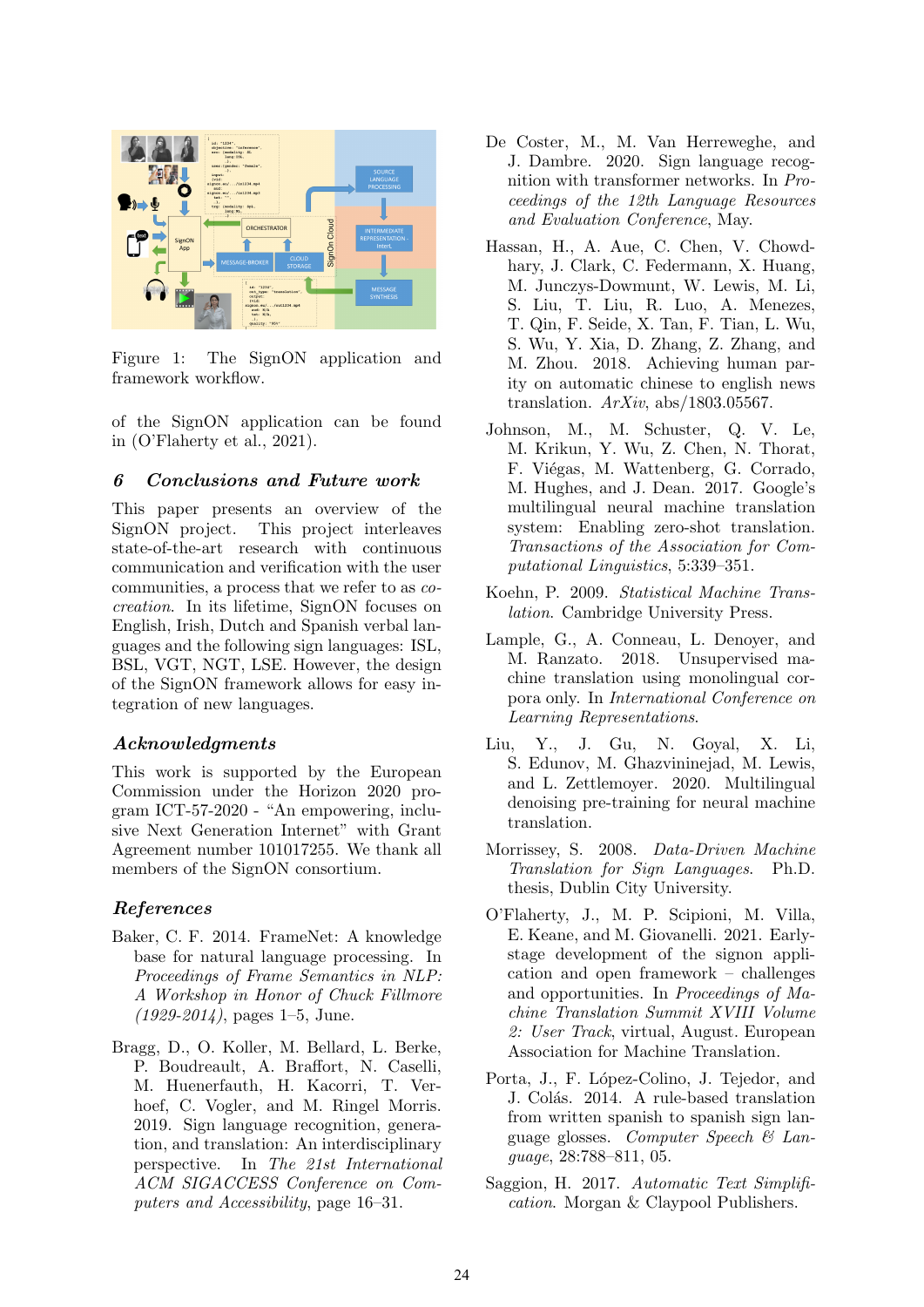Figure 1: The SignON application and framework workflow.

of the SignON application can be found in (O'Flaherty et al., 2021).

## 6 Conclusions and Future work

This paper presents an overview of the SignON project. This project interleaves state-of-the-art research with continuous communication and verification with the user communities, a process that we refer to as *co-creation*. In its lifetime, SignON focuses on English, Irish, Dutch and Spanish verbal languages and the following sign languages: ISL, BSL, VGT, NGT, LSE. However, the design of the SignON framework allows for easy integration of new languages.

## Acknowledgments

This work is supported by the European Commission under the Horizon 2020 program ICT-57-2020 - "An empowering, inclusive Next Generation Internet" with Grant Agreement number 101017255. We thank all members of the SignON consortium.

## References

Baker, C. F. 2014. FrameNet: A knowledge base for natural language processing. In *Proceedings of Frame Semantics in NLP: A Workshop in Honor of Chuck Fillmore (1929-2014)*, pages 1–5, June.

Bragg, D., O. Koller, M. Bellard, L. Berke, P. Boudreault, A. Braffort, N. Caselli, M. Huenerfauth, H. Kacorri, T. Verhoef, C. Vogler, and M. Ringel Morris. 2019. Sign language recognition, generation, and translation: An interdisciplinary perspective. In *The 21st International ACM SIGACCESS Conference on Computers and Accessibility*, page 16–31.

De Coster, M., M. Van Herreweghe, and J. Dambre. 2020. Sign language recognition with transformer networks. In *Proceedings of the 12th Language Resources and Evaluation Conference*, May.

Hassan, H., A. Aue, C. Chen, V. Chowdhary, J. Clark, C. Federmann, X. Huang, M. Junczys-Dowmunt, W. Lewis, M. Li, S. Liu, T. Liu, R. Luo, A. Menezes, T. Qin, F. Seide, X. Tan, F. Tian, L. Wu, S. Wu, Y. Xia, D. Zhang, Z. Zhang, and M. Zhou. 2018. Achieving human parity on automatic chinese to english news translation. *ArXiv*, abs/1803.05567.

Johnson, M., M. Schuster, Q. V. Le, M. Krikun, Y. Wu, Z. Chen, N. Thorat, F. Viégas, M. Wattenberg, G. Corrado, M. Hughes, and J. Dean. 2017. Google's multilingual neural machine translation system: Enabling zero-shot translation. *Transactions of the Association for Computational Linguistics*, 5:339–351.

Koehn, P. 2009. *Statistical Machine Translation*. Cambridge University Press.

Lample, G., A. Conneau, L. Denoyer, and M. Ranzato. 2018. Unsupervised machine translation using monolingual corpora only. In *International Conference on Learning Representations*.

Liu, Y., J. Gu, N. Goyal, X. Li, S. Edunov, M. Ghazvininejad, M. Lewis, and L. Zettlemoyer. 2020. Multilingual denoising pre-training for neural machine translation.

Morrissey, S. 2008. *Data-Driven Machine Translation for Sign Languages*. Ph.D. thesis, Dublin City University.

O'Flaherty, J., M. P. Scipioni, M. Villa, E. Keane, and M. Giovanelli. 2021. Early-stage development of the signon application and open framework – challenges and opportunities. In *Proceedings of Machine Translation Summit XVIII Volume 2: User Track*, virtual, August. European Association for Machine Translation.

Porta, J., F. López-Colino, J. Tejedor, and J. Colás. 2014. A rule-based translation from written spanish to spanish sign language glosses. *Computer Speech & Language*, 28:788–811, 05.

Saggion, H. 2017. *Automatic Text Simplification*. Morgan & Claypool Publishers.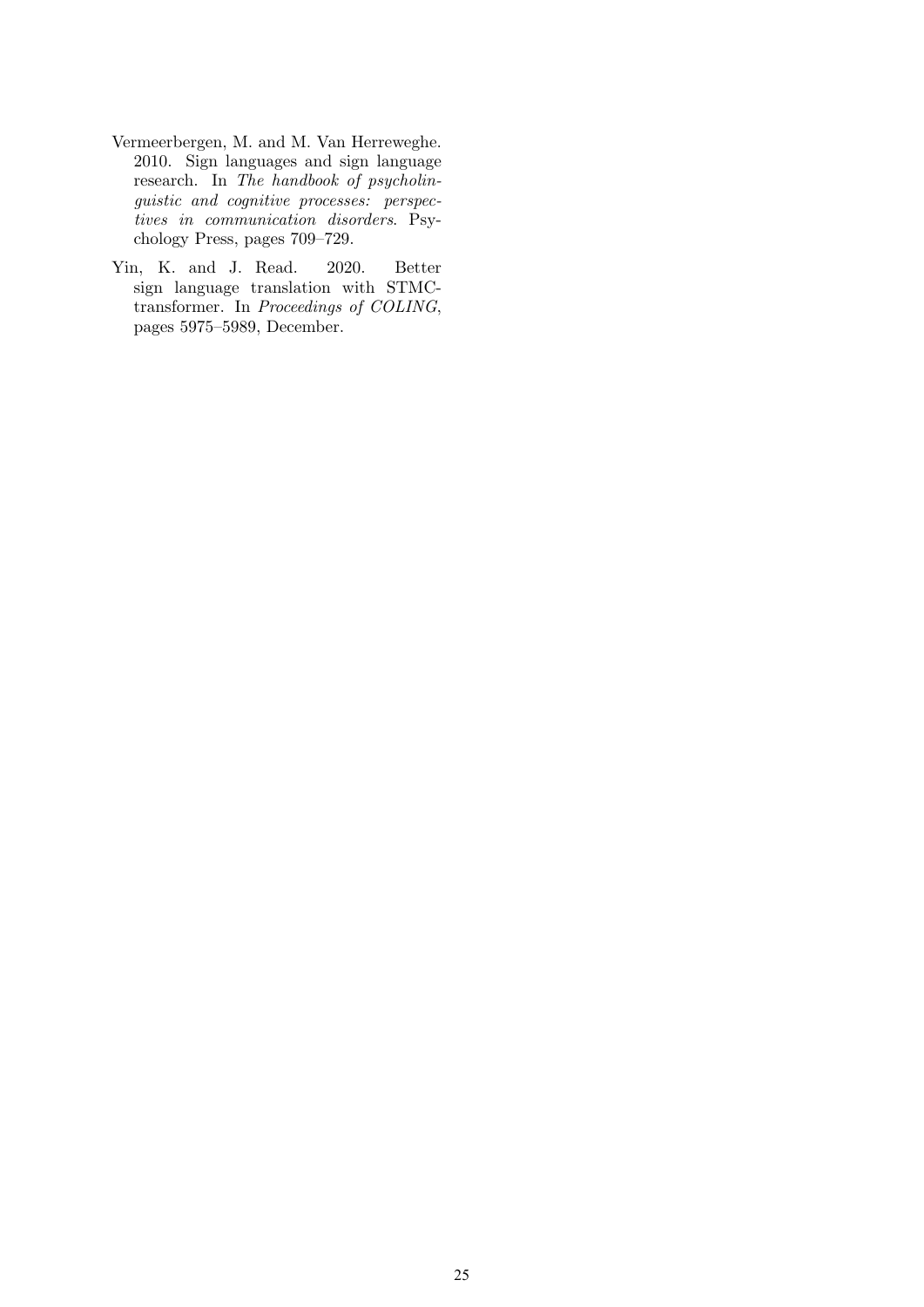Vermeerbergen, M. and M. Van Herreweghe. 2010. Sign languages and sign language research. In *The handbook of psycholinguistic and cognitive processes: perspectives in communication disorders*. Psychology Press, pages 709–729.

Yin, K. and J. Read. 2020. Better sign language translation with STMC-transformer. In *Proceedings of COLING*, pages 5975–5989, December.